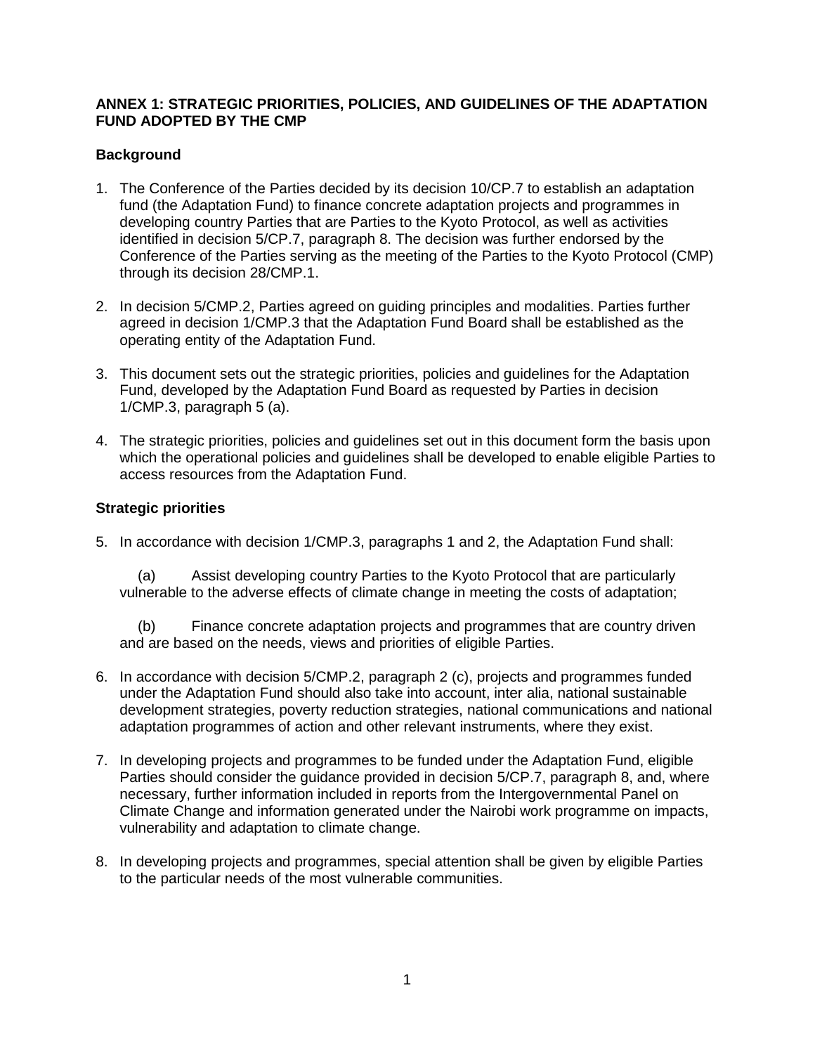**ANNEX 1: STRATEGIC PRIORITIES, POLICIES, AND GUIDELINES OF THE ADAPTATION FUND ADOPTED BY THE CMP**

**Background**

1. The Conference of the Parties decided by its decision 10/CP.7 to establish an adaptation fund (the Adaptation Fund) to finance concrete adaptation projects and programmes in developing country Parties that are Parties to the Kyoto Protocol, as well as activities identified in decision 5/CP.7, paragraph 8. The decision was further endorsed by the Conference of the Parties serving as the meeting of the Parties to the Kyoto Protocol (CMP) through its decision 28/CMP.1.

2. In decision 5/CMP.2, Parties agreed on guiding principles and modalities. Parties further agreed in decision 1/CMP.3 that the Adaptation Fund Board shall be established as the operating entity of the Adaptation Fund.

3. This document sets out the strategic priorities, policies and guidelines for the Adaptation Fund, developed by the Adaptation Fund Board as requested by Parties in decision 1/CMP.3, paragraph 5 (a).

4. The strategic priorities, policies and guidelines set out in this document form the basis upon which the operational policies and guidelines shall be developed to enable eligible Parties to access resources from the Adaptation Fund.

**Strategic priorities**

5. In accordance with decision 1/CMP.3, paragraphs 1 and 2, the Adaptation Fund shall:

   (a) Assist developing country Parties to the Kyoto Protocol that are particularly vulnerable to the adverse effects of climate change in meeting the costs of adaptation;

   (b) Finance concrete adaptation projects and programmes that are country driven and are based on the needs, views and priorities of eligible Parties.

6. In accordance with decision 5/CMP.2, paragraph 2 (c), projects and programmes funded under the Adaptation Fund should also take into account, inter alia, national sustainable development strategies, poverty reduction strategies, national communications and national adaptation programmes of action and other relevant instruments, where they exist.

7. In developing projects and programmes to be funded under the Adaptation Fund, eligible Parties should consider the guidance provided in decision 5/CP.7, paragraph 8, and, where necessary, further information included in reports from the Intergovernmental Panel on Climate Change and information generated under the Nairobi work programme on impacts, vulnerability and adaptation to climate change.

8. In developing projects and programmes, special attention shall be given by eligible Parties to the particular needs of the most vulnerable communities.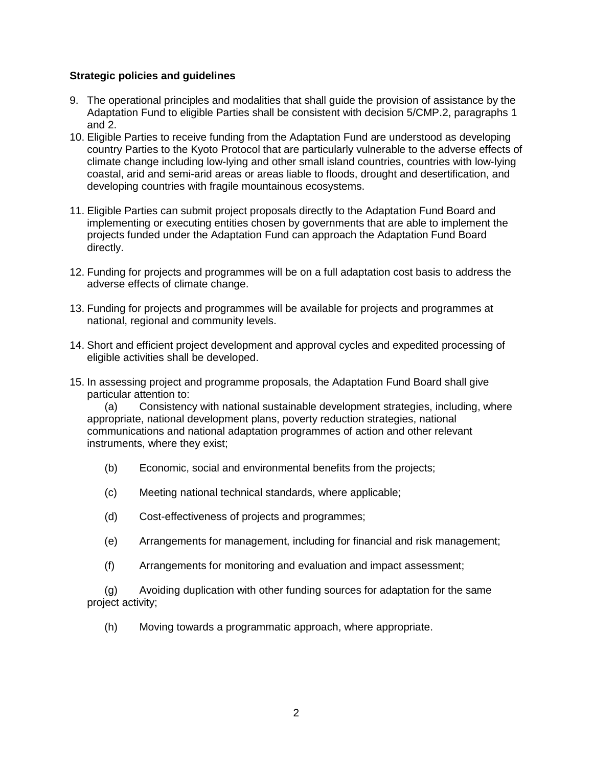**Strategic policies and guidelines**

9. The operational principles and modalities that shall guide the provision of assistance by the Adaptation Fund to eligible Parties shall be consistent with decision 5/CMP.2, paragraphs 1 and 2.
10. Eligible Parties to receive funding from the Adaptation Fund are understood as developing country Parties to the Kyoto Protocol that are particularly vulnerable to the adverse effects of climate change including low-lying and other small island countries, countries with low-lying coastal, arid and semi-arid areas or areas liable to floods, drought and desertification, and developing countries with fragile mountainous ecosystems.

11. Eligible Parties can submit project proposals directly to the Adaptation Fund Board and implementing or executing entities chosen by governments that are able to implement the projects funded under the Adaptation Fund can approach the Adaptation Fund Board directly.

12. Funding for projects and programmes will be on a full adaptation cost basis to address the adverse effects of climate change.

13. Funding for projects and programmes will be available for projects and programmes at national, regional and community levels.

14. Short and efficient project development and approval cycles and expedited processing of eligible activities shall be developed.

15. In assessing project and programme proposals, the Adaptation Fund Board shall give particular attention to:

    (a) Consistency with national sustainable development strategies, including, where appropriate, national development plans, poverty reduction strategies, national communications and national adaptation programmes of action and other relevant instruments, where they exist;

    (b) Economic, social and environmental benefits from the projects;

    (c) Meeting national technical standards, where applicable;

    (d) Cost-effectiveness of projects and programmes;

    (e) Arrangements for management, including for financial and risk management;

    (f) Arrangements for monitoring and evaluation and impact assessment;

    (g) Avoiding duplication with other funding sources for adaptation for the same project activity;

    (h) Moving towards a programmatic approach, where appropriate.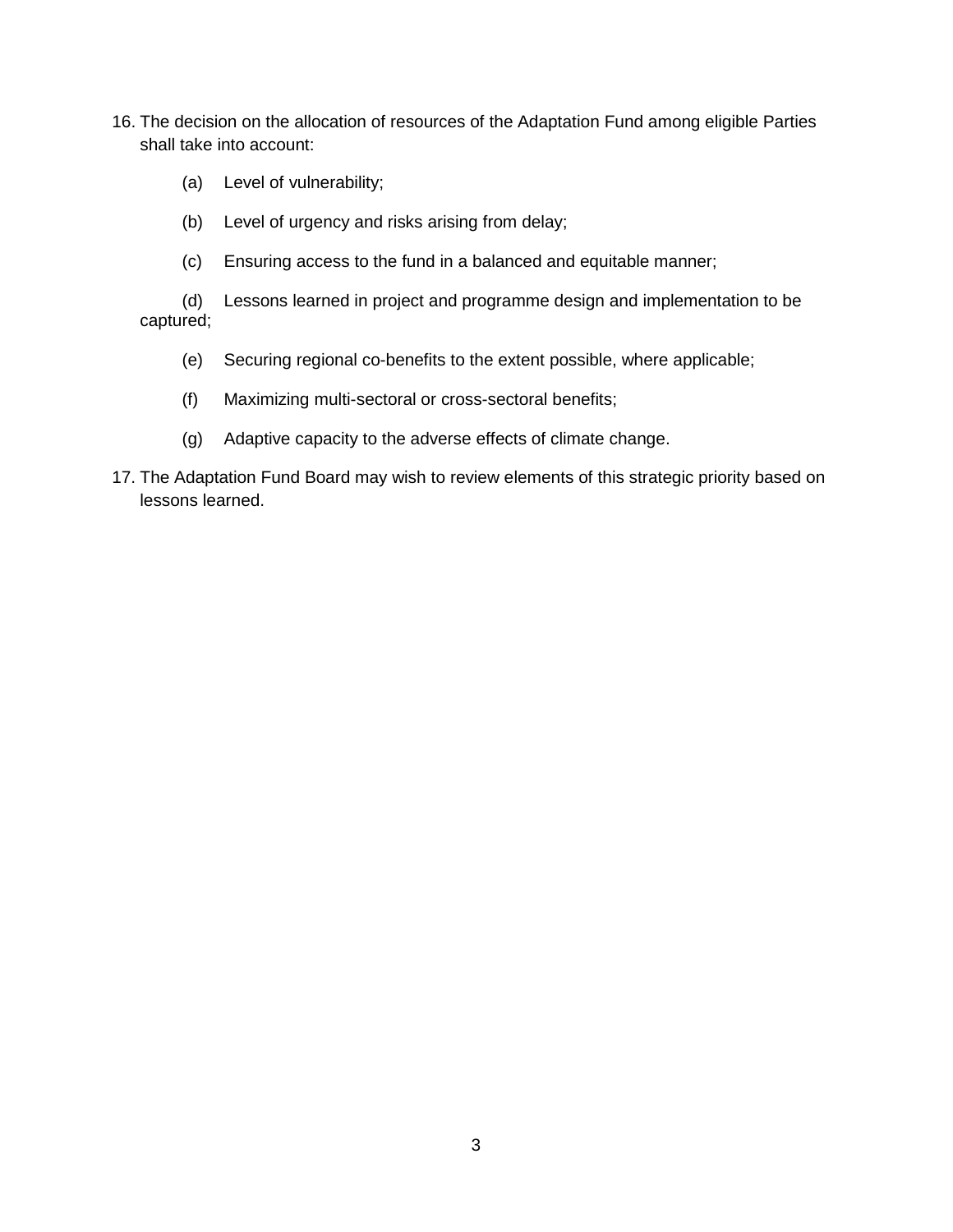16. The decision on the allocation of resources of the Adaptation Fund among eligible Parties shall take into account:

    (a) Level of vulnerability;

    (b) Level of urgency and risks arising from delay;

    (c) Ensuring access to the fund in a balanced and equitable manner;

    (d) Lessons learned in project and programme design and implementation to be captured;

    (e) Securing regional co-benefits to the extent possible, where applicable;

    (f) Maximizing multi-sectoral or cross-sectoral benefits;

    (g) Adaptive capacity to the adverse effects of climate change.

17. The Adaptation Fund Board may wish to review elements of this strategic priority based on lessons learned.